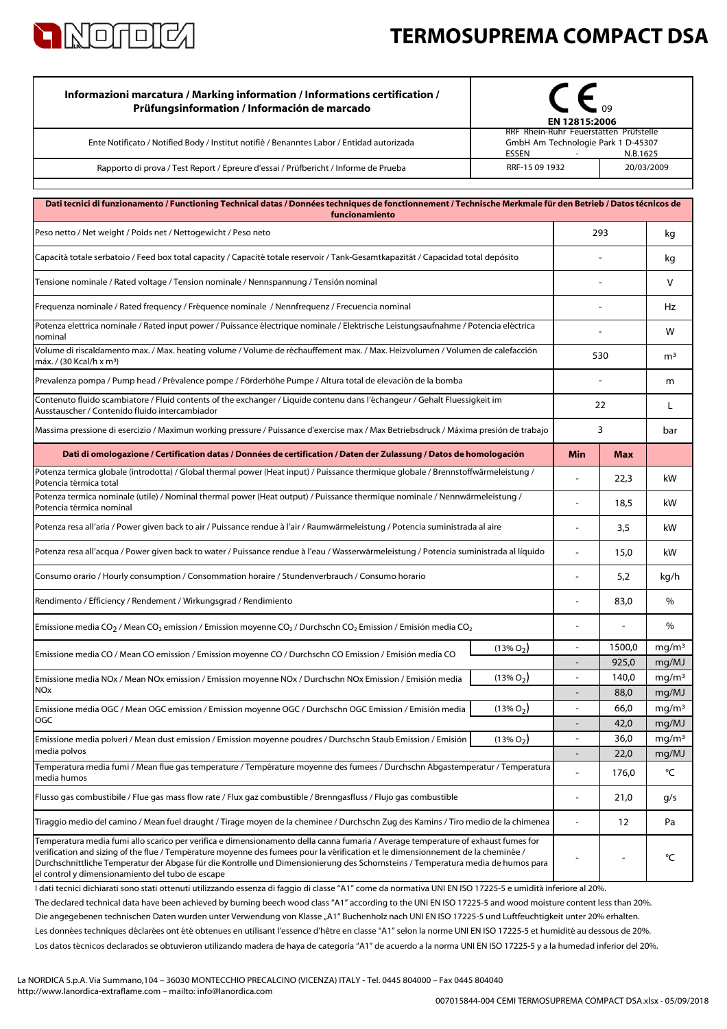# TERMOSUPREMA COMPACT DSA

| Informazioni marcatura / Marking information / Informations certification / Prüfungsinformation / Información de marcado | CE 09 EN 12815:2006 | |
|---|---|---|
| Ente Notificato / Notified Body / Institut notifiè / Benanntes Labor / Entidad autorizada | RRF Rhein-Ruhr Feuerstätten Prüfstelle GmbH Am Technologie Park 1 D-45307 ESSEN - | N.B.1625 |
| Rapporto di prova / Test Report / Epreure d'essai / Prüfbericht / Informe de Prueba | RRF-15 09 1932 | 20/03/2009 |

| Dati tecnici di funzionamento / Functioning Technical datas / Données techniques de fonctionnement / Technische Merkmale für den Betrieb / Datos técnicos de funcionamiento | | | | |
|---|---|---|---|---|
| Peso netto / Net weight / Poids net / Nettogewicht / Peso neto | | 293 | | kg |
| Capacità totale serbatoio / Feed box total capacity / Capacité totale reservoir / Tank-Gesamtkapazität / Capacidad total depósito | | - | | kg |
| Tensione nominale / Rated voltage / Tension nominale / Nennspannung / Tensión nominal | | - | | V |
| Frequenza nominale / Rated frequency / Fréquence nominale / Nennfrequenz / Frecuencia nominal | | - | | Hz |
| Potenza elettrica nominale / Rated input power / Puissance électrique nominale / Elektrische Leistungsaufnahme / Potencia eléctrica nominal | | - | | W |
| Volume di riscaldamento max. / Max. heating volume / Volume de réchauffement max. / Max. Heizvolumen / Volumen de calefacción máx. / (30 Kcal/h x m³) | | 530 | | m³ |
| Prevalenza pompa / Pump head / Prévalence pompe / Förderhöhe Pumpe / Altura total de elevaciòn de la bomba | | - | | m |
| Contenuto fluido scambiatore / Fluid contents of the exchanger / Liquide contenu dans l'échangeur / Gehalt Fluessigkeit im Ausstauscher / Contenido fluido intercambiador | | 22 | | L |
| Massima pressione di esercizio / Maximun working pressure / Puissance d'exercise max / Max Betriebsdruck / Máxima presión de trabajo | | 3 | | bar |
| **Dati di omologazione / Certification datas / Données de certification / Daten der Zulassung / Datos de homologación** | | **Min** | **Max** | |
| Potenza termica globale (introdotta) / Global thermal power (Heat input) / Puissance thermique globale / Brennstoffwärmeleistung / Potencia térmica total | | - | 22,3 | kW |
| Potenza termica nominale (utile) / Nominal thermal power (Heat output) / Puissance thermique nominale / Nennwärmeleistung / Potencia térmica nominal | | - | 18,5 | kW |
| Potenza resa all'aria / Power given back to air / Puissance rendue à l'air / Raumwärmeleistung / Potencia suministrada al aire | | - | 3,5 | kW |
| Potenza resa all'acqua / Power given back to water / Puissance rendue à l'eau / Wasserwärmeleistung / Potencia suministrada al líquido | | - | 15,0 | kW |
| Consumo orario / Hourly consumption / Consommation horaire / Stundenverbrauch / Consumo horario | | - | 5,2 | kg/h |
| Rendimento / Efficiency / Rendement / Wirkungsgrad / Rendimiento | | - | 83,0 | % |
| Emissione media $CO_2$ / Mean $CO_2$ emission / Emission moyenne $CO_2$ / Durchschn $CO_2$ Emission / Emisión media $CO_2$ | | - | - | % |
| Emissione media CO / Mean CO emission / Emission moyenne CO / Durchschn CO Emission / Emisión media CO | (13% $O_2$) | - | 1500,0 | mg/m³ |
| | | - | 925,0 | mg/MJ |
| Emissione media NOx / Mean NOx emission / Emission moyenne NOx / Durchschn NOx Emission / Emisión media NOx | (13% $O_2$) | - | 140,0 | mg/m³ |
| | | - | 88,0 | mg/MJ |
| Emissione media OGC / Mean OGC emission / Emission moyenne OGC / Durchschn OGC Emission / Emisión media OGC | (13% $O_2$) | - | 66,0 | mg/m³ |
| | | - | 42,0 | mg/MJ |
| Emissione media polveri / Mean dust emission / Emission moyenne poudres / Durchschn Staub Emission / Emisión media polvos | (13% $O_2$) | - | 36,0 | mg/m³ |
| | | - | 22,0 | mg/MJ |
| Temperatura media fumi / Mean flue gas temperature / Température moyenne des fumees / Durchschn Abgastemperatur / Temperatura media humos | | - | 176,0 | °C |
| Flusso gas combustibile / Flue gas mass flow rate / Flux gaz combustible / Brenngasfluss / Flujo gas combustible | | - | 21,0 | g/s |
| Tiraggio medio del camino / Mean fuel draught / Tirage moyen de la cheminee / Durchschn Zug des Kamins / Tiro medio de la chimenea | | - | 12 | Pa |
| Temperatura media fumi allo scarico per verifica e dimensionamento della canna fumaria / Average temperature of exhaust fumes for verification and sizing of the flue / Température moyenne des fumees pour la vèrification et le dimensionnement de la cheminée / Durchschnittliche Temperatur der Abgase für die Kontrolle und Dimensionierung des Schornsteins / Temperatura media de humos para el control y dimensionamiento del tubo de escape | | - | - | °C |

I dati tecnici dichiarati sono stati ottenuti utilizzando essenza di faggio di classe "A1" come da normativa UNI EN ISO 17225-5 e umidità inferiore al 20%.

The declared technical data have been achieved by burning beech wood class "A1" according to the UNI EN ISO 17225-5 and wood moisture content less than 20%.

Die angegebenen technischen Daten wurden unter Verwendung von Klasse „A1" Buchenholz nach UNI EN ISO 17225-5 und Luftfeuchtigkeit unter 20% erhalten.

Les données techniques déclarées ont été obtenues en utilisant l'essence d'hêtre en classe "A1" selon la norme UNI EN ISO 17225-5 et humidité au dessous de 20%.

Los datos técnicos declarados se obtuvieron utilizando madera de haya de categoría "A1" de acuerdo a la norma UNI EN ISO 17225-5 y a la humedad inferior del 20%.

La NORDICA S.p.A. Via Summano,104 – 36030 MONTECCHIO PRECALCINO (VICENZA) ITALY - Tel. 0445 804000 – Fax 0445 804040
http://www.lanordica-extraflame.com – mailto: info@lanordica.com

007015844-004 CEMI TERMOSUPREMA COMPACT DSA.xlsx - 05/09/2018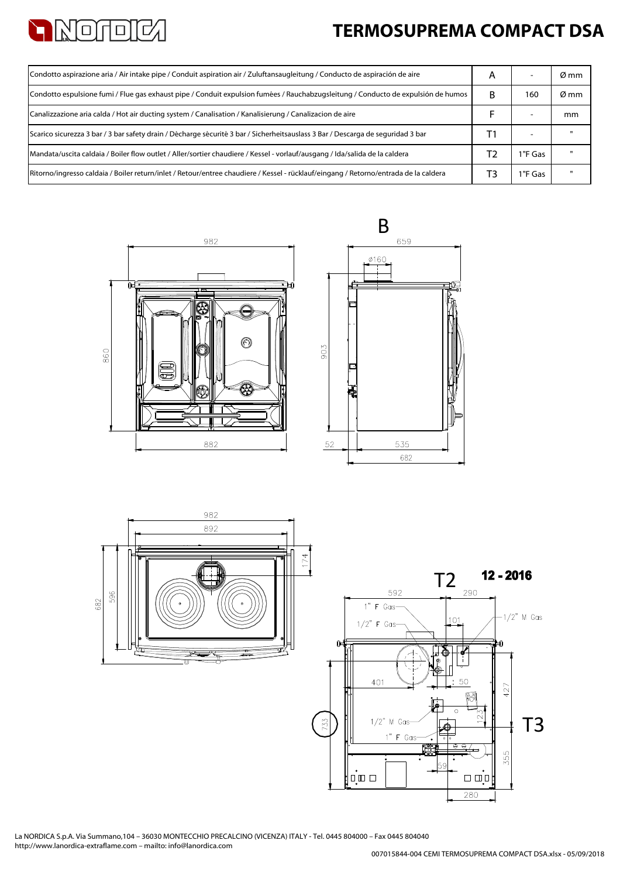# TERMOSUPREMA COMPACT DSA

| | | | |
|---|---|---|---|
| Condotto aspirazione aria / Air intake pipe / Conduit aspiration air / Zuluftansaugleitung / Conducto de aspiración de aire | A | - | Ø mm |
| Condotto espulsione fumi / Flue gas exhaust pipe / Conduit expulsion fumées / Rauchabzugsleitung / Conducto de expulsión de humos | B | 160 | Ø mm |
| Canalizzazione aria calda / Hot air ducting system / Canalisation / Kanalisierung / Canalizacion de aire | F | - | mm |
| Scarico sicurezza 3 bar / 3 bar safety drain / Décharge sécurité 3 bar / Sicherheitsauslass 3 Bar / Descarga de seguridad 3 bar | T1 | - | " |
| Mandata/uscita caldaia / Boiler flow outlet / Aller/sortier chaudiere / Kessel - vorlauf/ausgang / Ida/salida de la caldera | T2 | 1"F Gas | " |
| Ritorno/ingresso caldaia / Boiler return/inlet / Retour/entree chaudiere / Kessel - rücklauf/eingang / Retorno/entrada de la caldera | T3 | 1"F Gas | " |

B

982
860
882
659
Ø160
903
52
535
682

982
892
174
682
596

T2
12 - 2016
592
290
1" F Gas
1/2" F Gas
101
1/2" M Gas
401
50
427
1/2" M Gas
1" F Gas
123
733
T3
59
355
280

La NORDICA S.p.A. Via Summano,104 – 36030 MONTECCHIO PRECALCINO (VICENZA) ITALY - Tel. 0445 804000 – Fax 0445 804040
http://www.lanordica-extraflame.com – mailto: info@lanordica.com

007015844-004 CEMI TERMOSUPREMA COMPACT DSA.xlsx - 05/09/2018